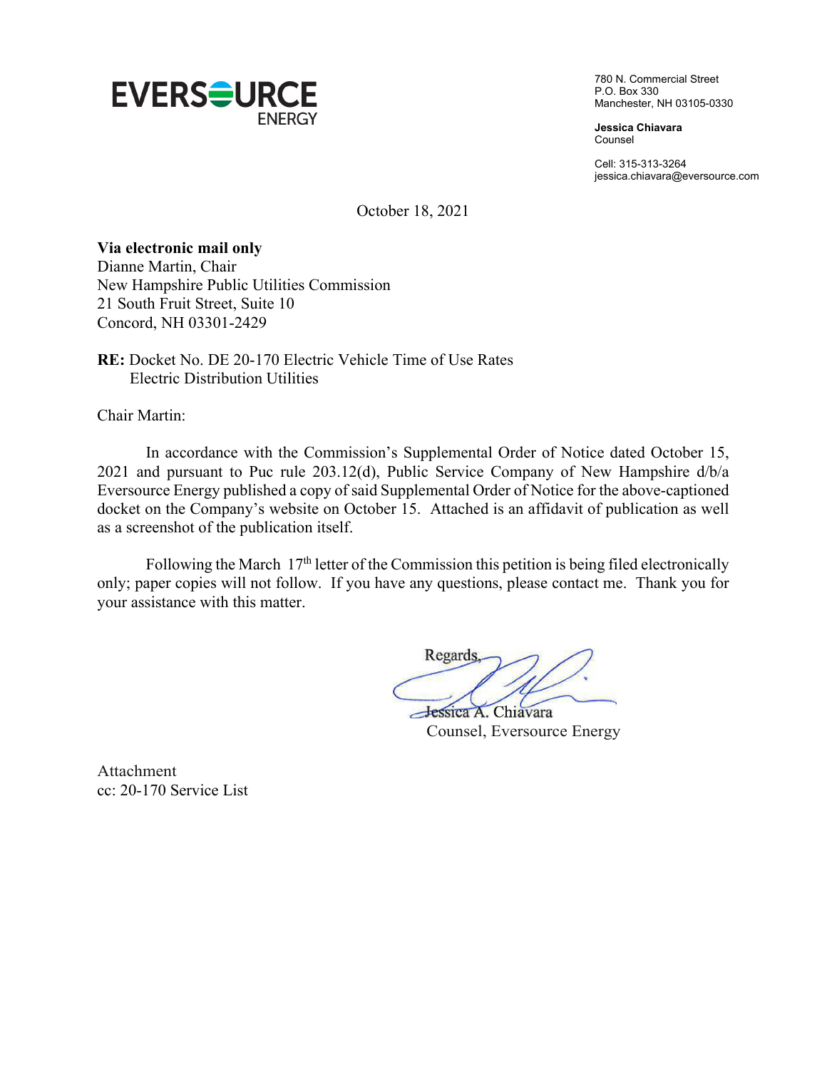**EVERSOURCE**
ENERGY

780 N. Commercial Street
P.O. Box 330
Manchester, NH 03105-0330

**Jessica Chiavara**
Counsel

Cell: 315-313-3264
jessica.chiavara@eversource.com

October 18, 2021

**Via electronic mail only**
Dianne Martin, Chair
New Hampshire Public Utilities Commission
21 South Fruit Street, Suite 10
Concord, NH 03301-2429

**RE:** Docket No. DE 20-170 Electric Vehicle Time of Use Rates
Electric Distribution Utilities

Chair Martin:

In accordance with the Commission's Supplemental Order of Notice dated October 15, 2021 and pursuant to Puc rule 203.12(d), Public Service Company of New Hampshire d/b/a Eversource Energy published a copy of said Supplemental Order of Notice for the above-captioned docket on the Company's website on October 15. Attached is an affidavit of publication as well as a screenshot of the publication itself.

Following the March 17th letter of the Commission this petition is being filed electronically only; paper copies will not follow. If you have any questions, please contact me. Thank you for your assistance with this matter.

Regards,

Jessica A. Chiavara
Counsel, Eversource Energy

Attachment
cc: 20-170 Service List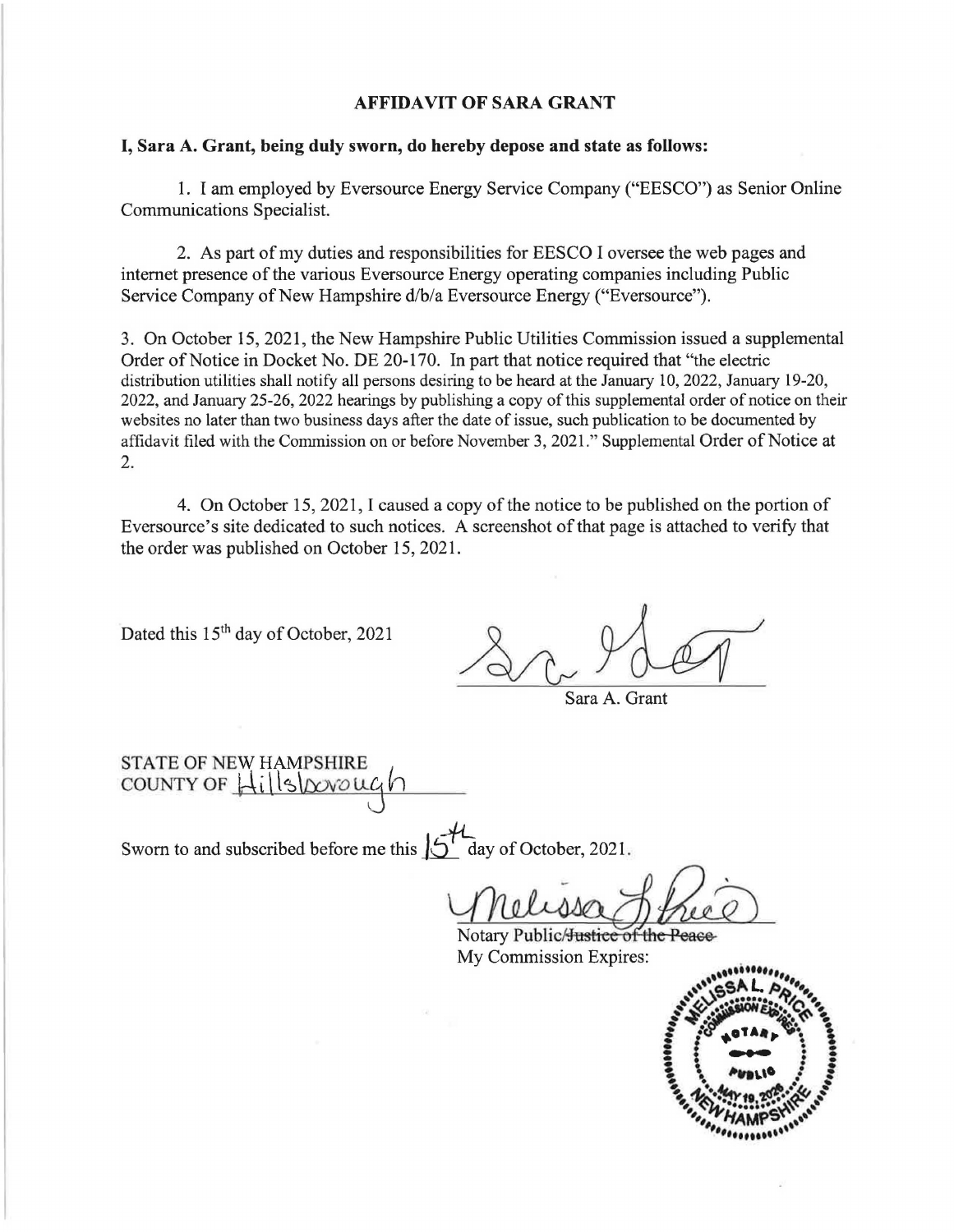# AFFIDAVIT OF SARA GRANT

**I, Sara A. Grant, being duly sworn, do hereby depose and state as follows:**

1. I am employed by Eversource Energy Service Company ("EESCO") as Senior Online Communications Specialist.

2. As part of my duties and responsibilities for EESCO I oversee the web pages and internet presence of the various Eversource Energy operating companies including Public Service Company of New Hampshire d/b/a Eversource Energy ("Eversource").

3. On October 15, 2021, the New Hampshire Public Utilities Commission issued a supplemental Order of Notice in Docket No. DE 20-170. In part that notice required that "the electric distribution utilities shall notify all persons desiring to be heard at the January 10, 2022, January 19-20, 2022, and January 25-26, 2022 hearings by publishing a copy of this supplemental order of notice on their websites no later than two business days after the date of issue, such publication to be documented by affidavit filed with the Commission on or before November 3, 2021." Supplemental Order of Notice at 2.

4. On October 15, 2021, I caused a copy of the notice to be published on the portion of Eversource's site dedicated to such notices. A screenshot of that page is attached to verify that the order was published on October 15, 2021.

Dated this 15th day of October, 2021

Sara A. Grant

STATE OF NEW HAMPSHIRE
COUNTY OF Hillsborough

Sworn to and subscribed before me this 15th day of October, 2021.

Notary Public/~~Justice of the Peace~~
My Commission Expires:

MELISSA L. PRICE
NOTARY PUBLIC
NEW HAMPSHIRE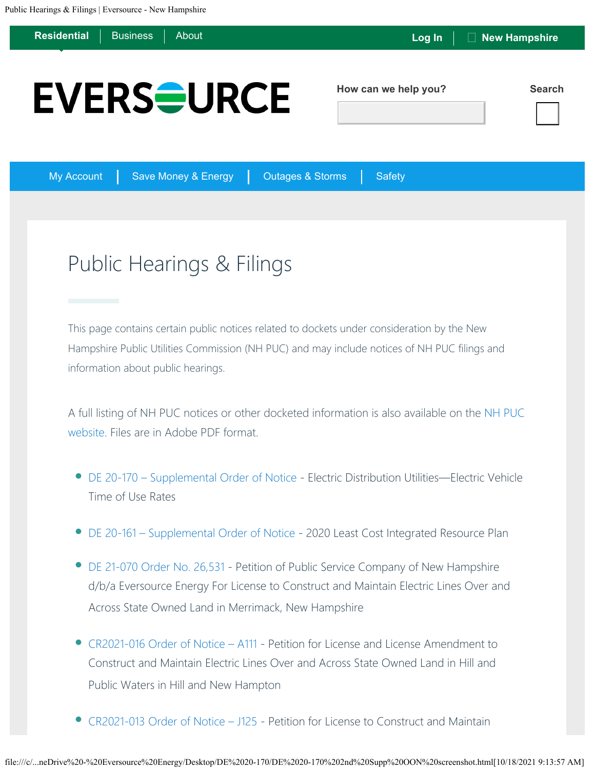Residential | Business | About

Log In | New Hampshire

EVERSOURCE

How can we help you?

Search

My Account | Save Money & Energy | Outages & Storms | Safety

# Public Hearings & Filings

This page contains certain public notices related to dockets under consideration by the New Hampshire Public Utilities Commission (NH PUC) and may include notices of NH PUC filings and information about public hearings.

A full listing of NH PUC notices or other docketed information is also available on the NH PUC website. Files are in Adobe PDF format.

- DE 20-170 – Supplemental Order of Notice - Electric Distribution Utilities—Electric Vehicle Time of Use Rates
- DE 20-161 – Supplemental Order of Notice - 2020 Least Cost Integrated Resource Plan
- DE 21-070 Order No. 26,531 - Petition of Public Service Company of New Hampshire d/b/a Eversource Energy For License to Construct and Maintain Electric Lines Over and Across State Owned Land in Merrimack, New Hampshire
- CR2021-016 Order of Notice – A111 - Petition for License and License Amendment to Construct and Maintain Electric Lines Over and Across State Owned Land in Hill and Public Waters in Hill and New Hampton
- CR2021-013 Order of Notice – J125 - Petition for License to Construct and Maintain